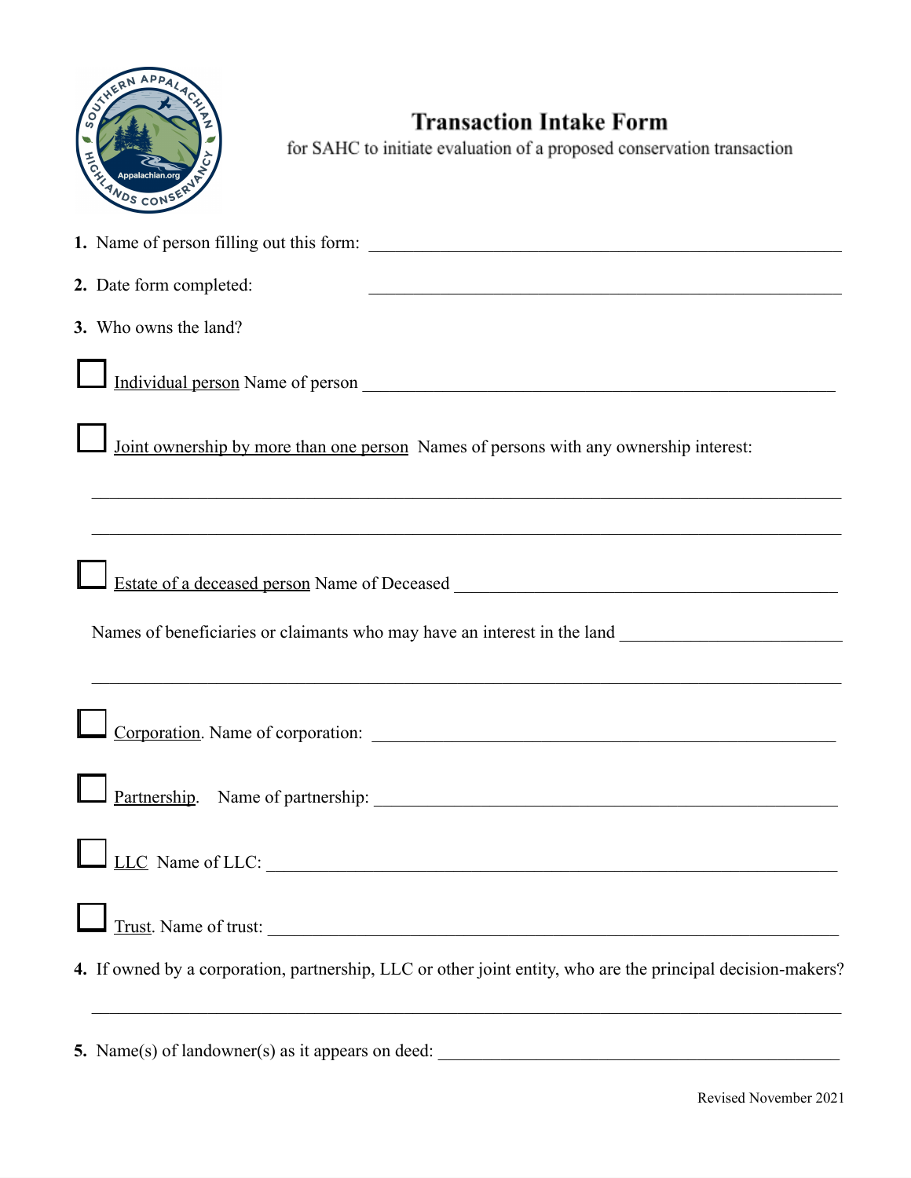# Transaction Intake Form

for SAHC to initiate evaluation of a proposed conservation transaction

**1.** Name of person filling out this form: ____________________________________________

**2.** Date form completed: ____________________________________________

**3.** Who owns the land?

☐ Individual person Name of person ____________________________________________

☐ Joint ownership by more than one person Names of persons with any ownership interest:

______________________________________________________________________

______________________________________________________________________

☐ Estate of a deceased person Name of Deceased ____________________________________

Names of beneficiaries or claimants who may have an interest in the land ____________________

______________________________________________________________________

☐ Corporation. Name of corporation: ____________________________________________

☐ Partnership. Name of partnership: ____________________________________________

☐ LLC Name of LLC: ____________________________________________

☐ Trust. Name of trust: ____________________________________________

**4.** If owned by a corporation, partnership, LLC or other joint entity, who are the principal decision-makers?

______________________________________________________________________

**5.** Name(s) of landowner(s) as it appears on deed: ____________________________________

Revised November 2021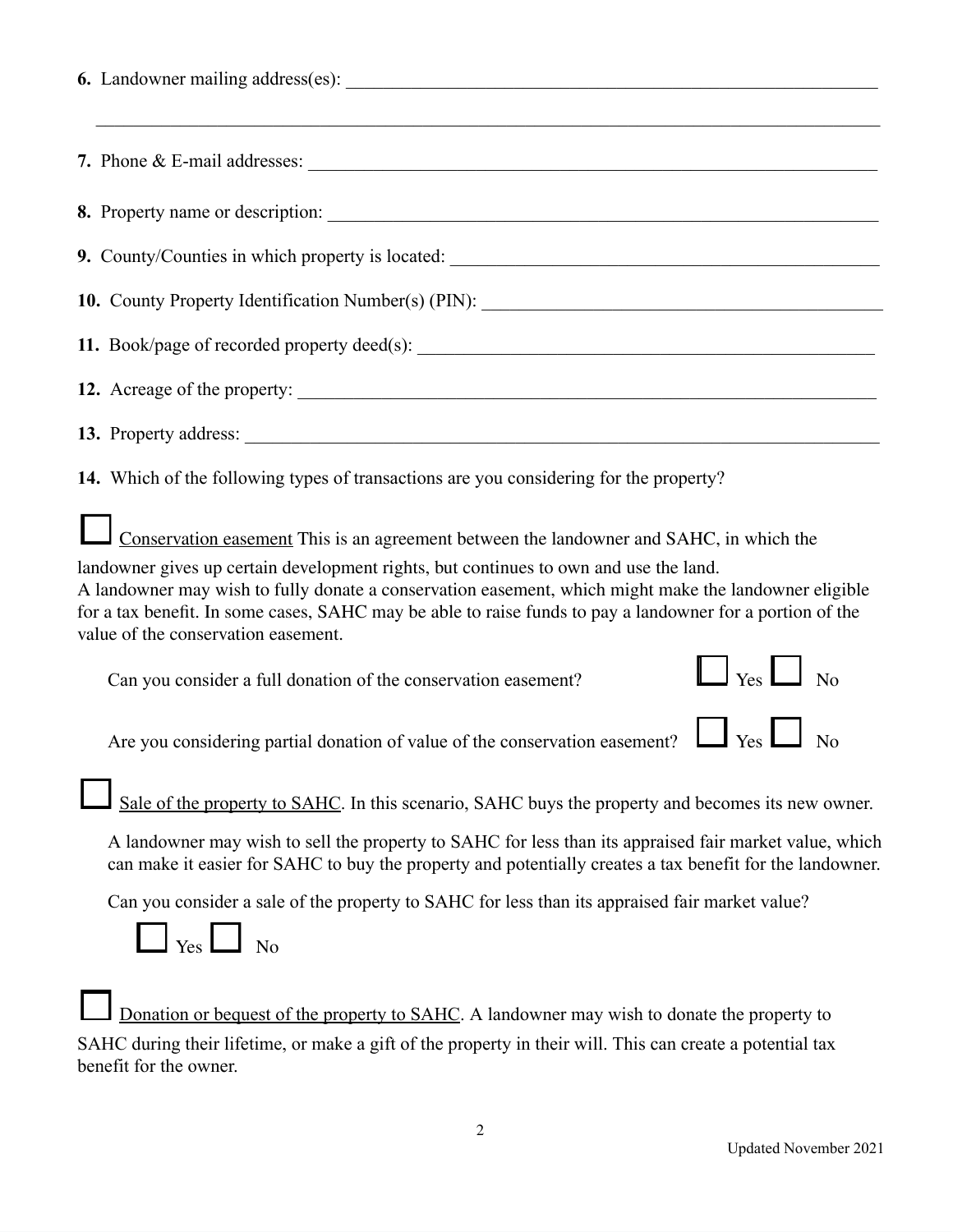**6.** Landowner mailing address(es): ____________________________________________________________

______________________________________________________________________________________

**7.** Phone & E-mail addresses: ______________________________________________________________

**8.** Property name or description: ____________________________________________________________

**9.** County/Counties in which property is located: _____________________________________________

**10.** County Property Identification Number(s) (PIN): ___________________________________________

**11.** Book/page of recorded property deed(s): _________________________________________________

**12.** Acreage of the property: _____________________________________________________________

**13.** Property address: __________________________________________________________________

**14.** Which of the following types of transactions are you considering for the property?

☐ <u>Conservation easement</u> This is an agreement between the landowner and SAHC, in which the landowner gives up certain development rights, but continues to own and use the land.
A landowner may wish to fully donate a conservation easement, which might make the landowner eligible for a tax benefit. In some cases, SAHC may be able to raise funds to pay a landowner for a portion of the value of the conservation easement.

Can you consider a full donation of the conservation easement? ☐ Yes ☐ No

Are you considering partial donation of value of the conservation easement? ☐ Yes ☐ No

☐ <u>Sale of the property to SAHC</u>. In this scenario, SAHC buys the property and becomes its new owner.

A landowner may wish to sell the property to SAHC for less than its appraised fair market value, which can make it easier for SAHC to buy the property and potentially creates a tax benefit for the landowner.

Can you consider a sale of the property to SAHC for less than its appraised fair market value?

☐ Yes ☐ No

☐ <u>Donation or bequest of the property to SAHC</u>. A landowner may wish to donate the property to SAHC during their lifetime, or make a gift of the property in their will. This can create a potential tax benefit for the owner.

Updated November 2021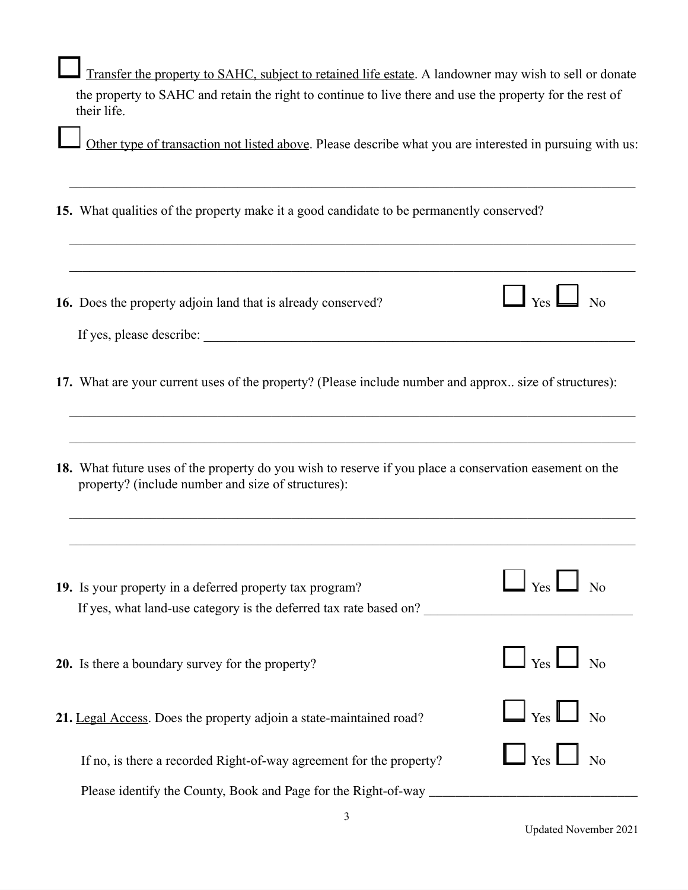☐ <u>Transfer the property to SAHC, subject to retained life estate</u>. A landowner may wish to sell or donate the property to SAHC and retain the right to continue to live there and use the property for the rest of their life.

☐ <u>Other type of transaction not listed above</u>. Please describe what you are interested in pursuing with us:

______________________________________________________________________________

**15.** What qualities of the property make it a good candidate to be permanently conserved?

______________________________________________________________________________

______________________________________________________________________________

**16.** Does the property adjoin land that is already conserved? ☐ Yes ☐ No

If yes, please describe: ______________________________________________________

**17.** What are your current uses of the property? (Please include number and approx.. size of structures):

______________________________________________________________________________

______________________________________________________________________________

**18.** What future uses of the property do you wish to reserve if you place a conservation easement on the property? (include number and size of structures):

______________________________________________________________________________

______________________________________________________________________________

**19.** Is your property in a deferred property tax program? ☐ Yes ☐ No

If yes, what land-use category is the deferred tax rate based on? ____________________

**20.** Is there a boundary survey for the property? ☐ Yes ☐ No

**21.** <u>Legal Access</u>. Does the property adjoin a state-maintained road? ☐ Yes ☐ No

If no, is there a recorded Right-of-way agreement for the property? ☐ Yes ☐ No

Please identify the County, Book and Page for the Right-of-way ______________________

Updated November 2021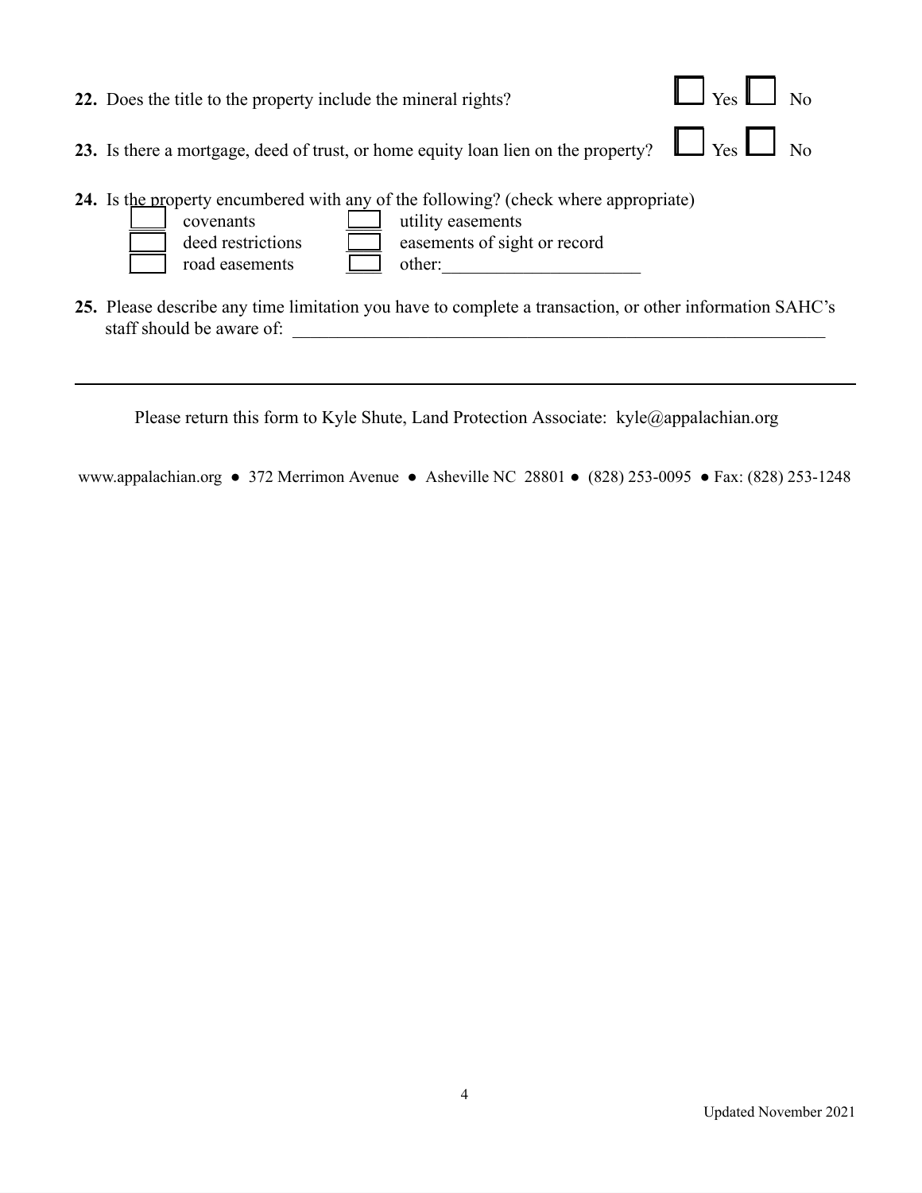**22.** Does the title to the property include the mineral rights? ☐ Yes ☐ No

**23.** Is there a mortgage, deed of trust, or home equity loan lien on the property? ☐ Yes ☐ No

**24.** Is the property encumbered with any of the following? (check where appropriate)

| | |
|---|---|
| ☐ covenants | ☐ utility easements |
| ☐ deed restrictions | ☐ easements of sight or record |
| ☐ road easements | ☐ other:______________________ |

**25.** Please describe any time limitation you have to complete a transaction, or other information SAHC's staff should be aware of: ______________________________________________________________

---

Please return this form to Kyle Shute, Land Protection Associate: kyle@appalachian.org

www.appalachian.org ● 372 Merrimon Avenue ● Asheville NC 28801 ● (828) 253-0095 ● Fax: (828) 253-1248

Updated November 2021